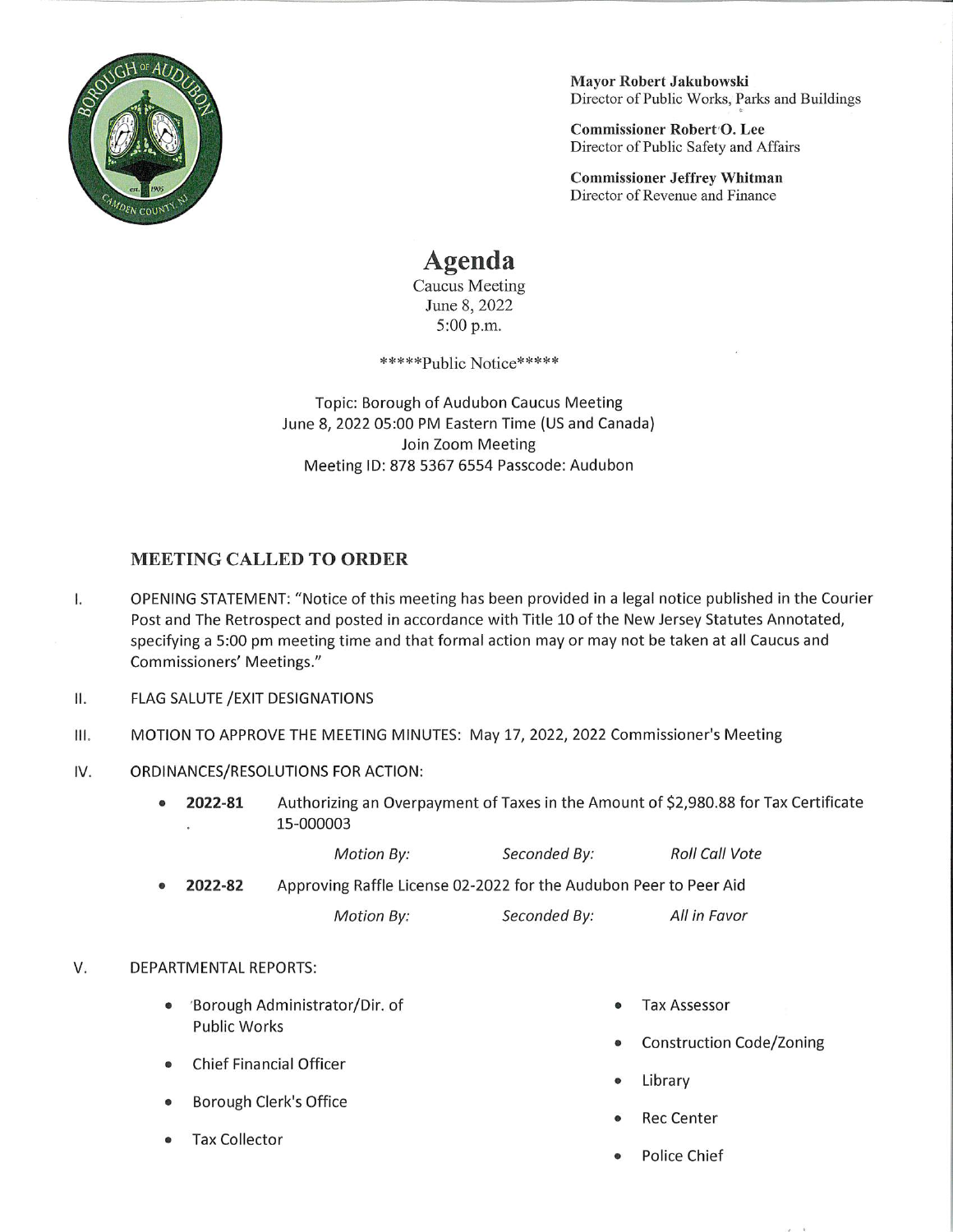**Mayor Robert Jakubowski**
Director of Public Works, Parks and Buildings

**Commissioner Robert O. Lee**
Director of Public Safety and Affairs

**Commissioner Jeffrey Whitman**
Director of Revenue and Finance

# Agenda

Caucus Meeting
June 8, 2022
5:00 p.m.

*****Public Notice*****

Topic: Borough of Audubon Caucus Meeting
June 8, 2022 05:00 PM Eastern Time (US and Canada)
Join Zoom Meeting
Meeting ID: 878 5367 6554 Passcode: Audubon

## MEETING CALLED TO ORDER

I. OPENING STATEMENT: "Notice of this meeting has been provided in a legal notice published in the Courier Post and The Retrospect and posted in accordance with Title 10 of the New Jersey Statutes Annotated, specifying a 5:00 pm meeting time and that formal action may or may not be taken at all Caucus and Commissioners' Meetings."

II. FLAG SALUTE /EXIT DESIGNATIONS

III. MOTION TO APPROVE THE MEETING MINUTES: May 17, 2022, 2022 Commissioner's Meeting

IV. ORDINANCES/RESOLUTIONS FOR ACTION:

- **2022-81** Authorizing an Overpayment of Taxes in the Amount of $2,980.88 for Tax Certificate 15-000003

  *Motion By:* *Seconded By:* *Roll Call Vote*

- **2022-82** Approving Raffle License 02-2022 for the Audubon Peer to Peer Aid

  *Motion By:* *Seconded By:* *All in Favor*

V. DEPARTMENTAL REPORTS:

- Borough Administrator/Dir. of Public Works
- Chief Financial Officer
- Borough Clerk's Office
- Tax Collector
- Tax Assessor
- Construction Code/Zoning
- Library
- Rec Center
- Police Chief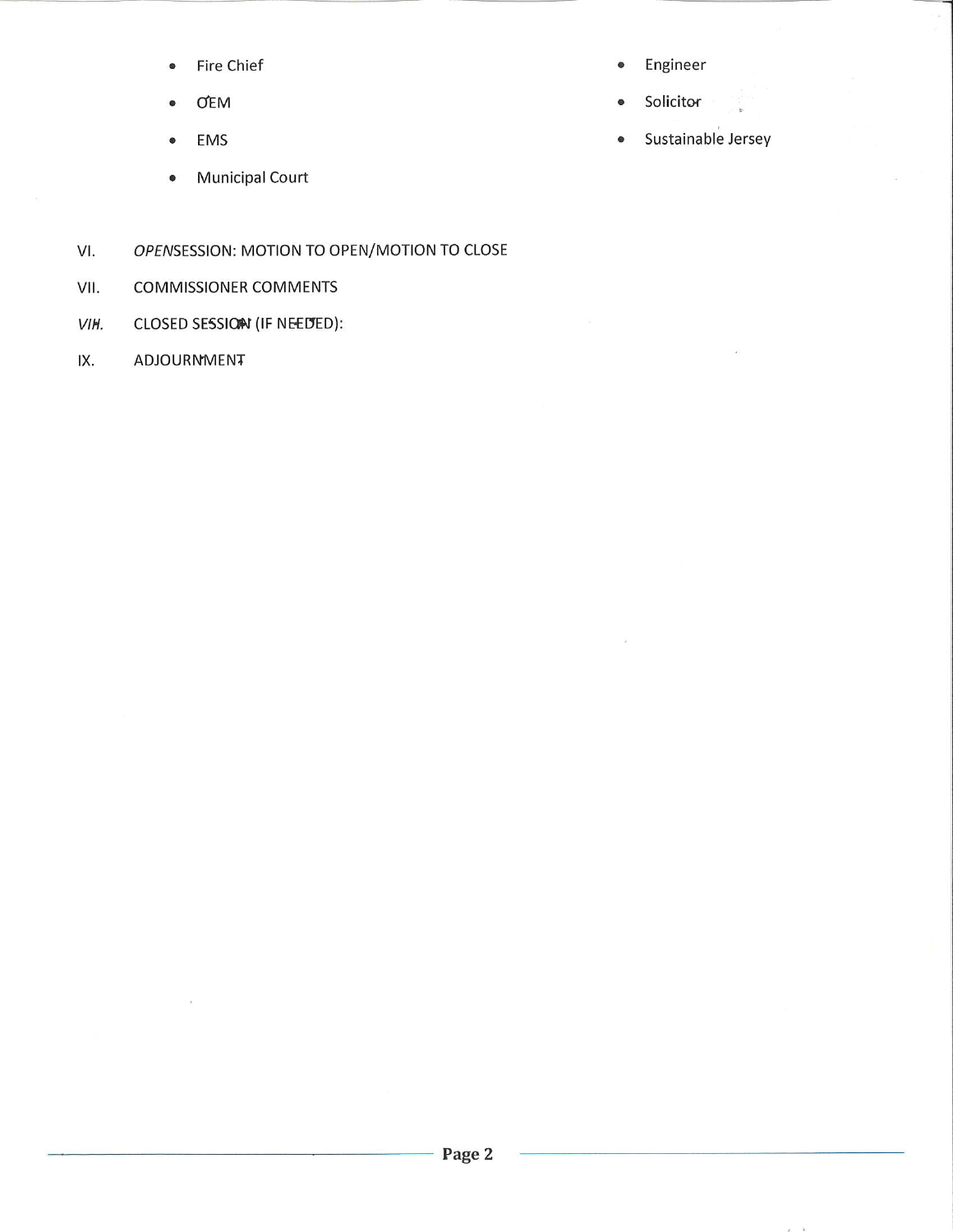- Fire Chief
- OEM
- EMS
- Municipal Court
- Engineer
- Solicitor
- Sustainable Jersey

VI. OPEN SESSION: MOTION TO OPEN/MOTION TO CLOSE

VII. COMMISSIONER COMMENTS

VIII. CLOSED SESSION (IF NEEDED):

IX. ADJOURNMENT